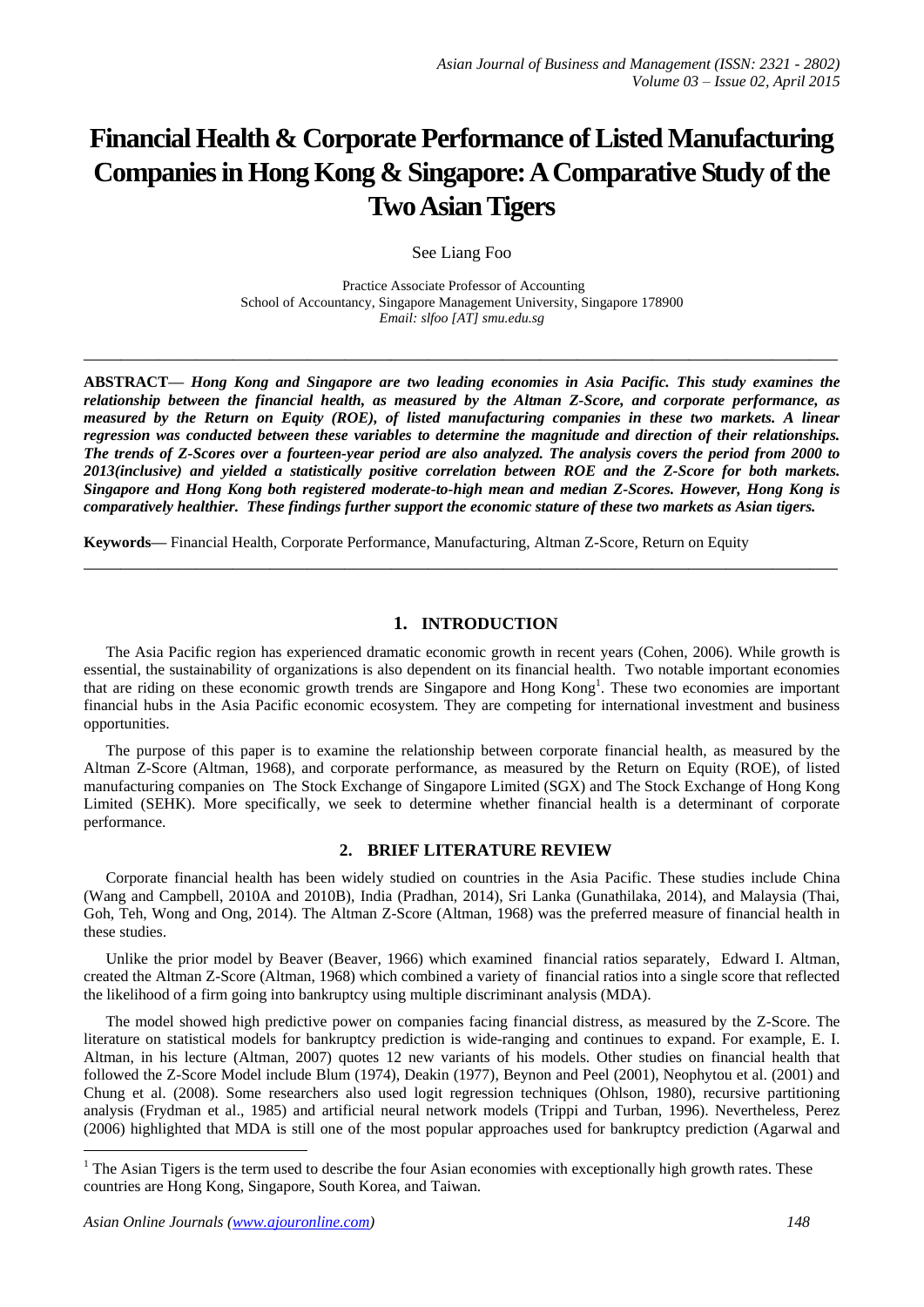# Financial Health & Corporate Performance of Listed Manufacturing Companies in Hong Kong & Singapore: A Comparative Study of the Two Asian Tigers

See Liang Foo

Practice Associate Professor of Accounting
School of Accountancy, Singapore Management University, Singapore 178900
*Email: slfoo [AT] smu.edu.sg*

---

**ABSTRACT—** ***Hong Kong and Singapore are two leading economies in Asia Pacific. This study examines the relationship between the financial health, as measured by the Altman Z-Score, and corporate performance, as measured by the Return on Equity (ROE), of listed manufacturing companies in these two markets. A linear regression was conducted between these variables to determine the magnitude and direction of their relationships. The trends of Z-Scores over a fourteen-year period are also analyzed. The analysis covers the period from 2000 to 2013(inclusive) and yielded a statistically positive correlation between ROE and the Z-Score for both markets. Singapore and Hong Kong both registered moderate-to-high mean and median Z-Scores. However, Hong Kong is comparatively healthier. These findings further support the economic stature of these two markets as Asian tigers.***

**Keywords—** Financial Health, Corporate Performance, Manufacturing, Altman Z-Score, Return on Equity

---

## 1. INTRODUCTION

The Asia Pacific region has experienced dramatic economic growth in recent years (Cohen, 2006). While growth is essential, the sustainability of organizations is also dependent on its financial health. Two notable important economies that are riding on these economic growth trends are Singapore and Hong Kong[1]. These two economies are important financial hubs in the Asia Pacific economic ecosystem. They are competing for international investment and business opportunities.

The purpose of this paper is to examine the relationship between corporate financial health, as measured by the Altman Z-Score (Altman, 1968), and corporate performance, as measured by the Return on Equity (ROE), of listed manufacturing companies on The Stock Exchange of Singapore Limited (SGX) and The Stock Exchange of Hong Kong Limited (SEHK). More specifically, we seek to determine whether financial health is a determinant of corporate performance.

## 2. BRIEF LITERATURE REVIEW

Corporate financial health has been widely studied on countries in the Asia Pacific. These studies include China (Wang and Campbell, 2010A and 2010B), India (Pradhan, 2014), Sri Lanka (Gunathilaka, 2014), and Malaysia (Thai, Goh, Teh, Wong and Ong, 2014). The Altman Z-Score (Altman, 1968) was the preferred measure of financial health in these studies.

Unlike the prior model by Beaver (Beaver, 1966) which examined financial ratios separately, Edward I. Altman, created the Altman Z-Score (Altman, 1968) which combined a variety of financial ratios into a single score that reflected the likelihood of a firm going into bankruptcy using multiple discriminant analysis (MDA).

The model showed high predictive power on companies facing financial distress, as measured by the Z-Score. The literature on statistical models for bankruptcy prediction is wide-ranging and continues to expand. For example, E. I. Altman, in his lecture (Altman, 2007) quotes 12 new variants of his models. Other studies on financial health that followed the Z-Score Model include Blum (1974), Deakin (1977), Beynon and Peel (2001), Neophytou et al. (2001) and Chung et al. (2008). Some researchers also used logit regression techniques (Ohlson, 1980), recursive partitioning analysis (Frydman et al., 1985) and artificial neural network models (Trippi and Turban, 1996). Nevertheless, Perez (2006) highlighted that MDA is still one of the most popular approaches used for bankruptcy prediction (Agarwal and

---

[1] The Asian Tigers is the term used to describe the four Asian economies with exceptionally high growth rates. These countries are Hong Kong, Singapore, South Korea, and Taiwan.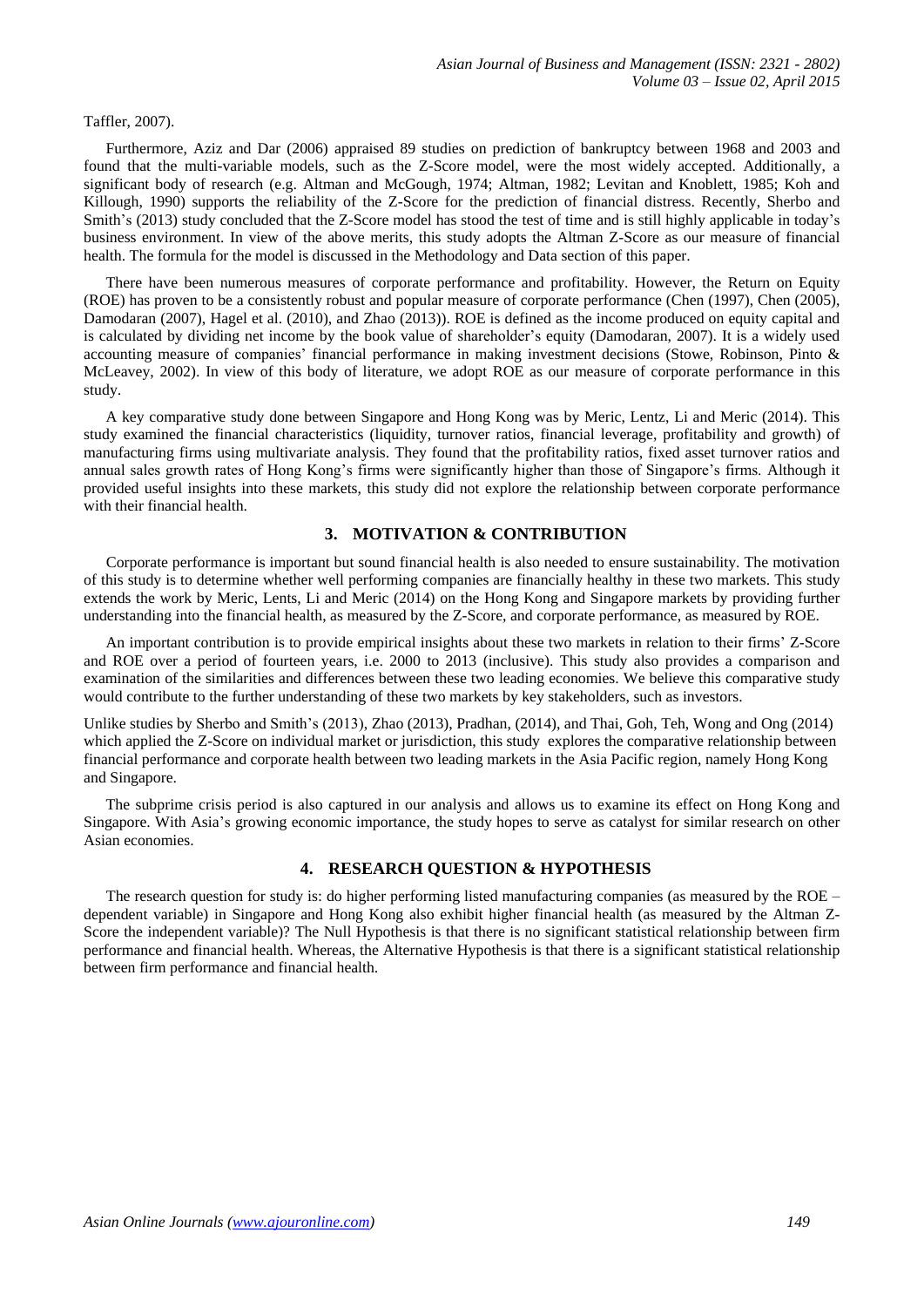Taffler, 2007).

Furthermore, Aziz and Dar (2006) appraised 89 studies on prediction of bankruptcy between 1968 and 2003 and found that the multi-variable models, such as the Z-Score model, were the most widely accepted. Additionally, a significant body of research (e.g. Altman and McGough, 1974; Altman, 1982; Levitan and Knoblett, 1985; Koh and Killough, 1990) supports the reliability of the Z-Score for the prediction of financial distress. Recently, Sherbo and Smith's (2013) study concluded that the Z-Score model has stood the test of time and is still highly applicable in today's business environment. In view of the above merits, this study adopts the Altman Z-Score as our measure of financial health. The formula for the model is discussed in the Methodology and Data section of this paper.

There have been numerous measures of corporate performance and profitability. However, the Return on Equity (ROE) has proven to be a consistently robust and popular measure of corporate performance (Chen (1997), Chen (2005), Damodaran (2007), Hagel et al. (2010), and Zhao (2013)). ROE is defined as the income produced on equity capital and is calculated by dividing net income by the book value of shareholder's equity (Damodaran, 2007). It is a widely used accounting measure of companies' financial performance in making investment decisions (Stowe, Robinson, Pinto & McLeavey, 2002). In view of this body of literature, we adopt ROE as our measure of corporate performance in this study.

A key comparative study done between Singapore and Hong Kong was by Meric, Lentz, Li and Meric (2014). This study examined the financial characteristics (liquidity, turnover ratios, financial leverage, profitability and growth) of manufacturing firms using multivariate analysis. They found that the profitability ratios, fixed asset turnover ratios and annual sales growth rates of Hong Kong's firms were significantly higher than those of Singapore's firms. Although it provided useful insights into these markets, this study did not explore the relationship between corporate performance with their financial health.

## 3. MOTIVATION & CONTRIBUTION

Corporate performance is important but sound financial health is also needed to ensure sustainability. The motivation of this study is to determine whether well performing companies are financially healthy in these two markets. This study extends the work by Meric, Lents, Li and Meric (2014) on the Hong Kong and Singapore markets by providing further understanding into the financial health, as measured by the Z-Score, and corporate performance, as measured by ROE.

An important contribution is to provide empirical insights about these two markets in relation to their firms' Z-Score and ROE over a period of fourteen years, i.e. 2000 to 2013 (inclusive). This study also provides a comparison and examination of the similarities and differences between these two leading economies. We believe this comparative study would contribute to the further understanding of these two markets by key stakeholders, such as investors.

Unlike studies by Sherbo and Smith's (2013), Zhao (2013), Pradhan, (2014), and Thai, Goh, Teh, Wong and Ong (2014) which applied the Z-Score on individual market or jurisdiction, this study explores the comparative relationship between financial performance and corporate health between two leading markets in the Asia Pacific region, namely Hong Kong and Singapore.

The subprime crisis period is also captured in our analysis and allows us to examine its effect on Hong Kong and Singapore. With Asia's growing economic importance, the study hopes to serve as catalyst for similar research on other Asian economies.

## 4. RESEARCH QUESTION & HYPOTHESIS

The research question for study is: do higher performing listed manufacturing companies (as measured by the ROE – dependent variable) in Singapore and Hong Kong also exhibit higher financial health (as measured by the Altman Z-Score the independent variable)? The Null Hypothesis is that there is no significant statistical relationship between firm performance and financial health. Whereas, the Alternative Hypothesis is that there is a significant statistical relationship between firm performance and financial health.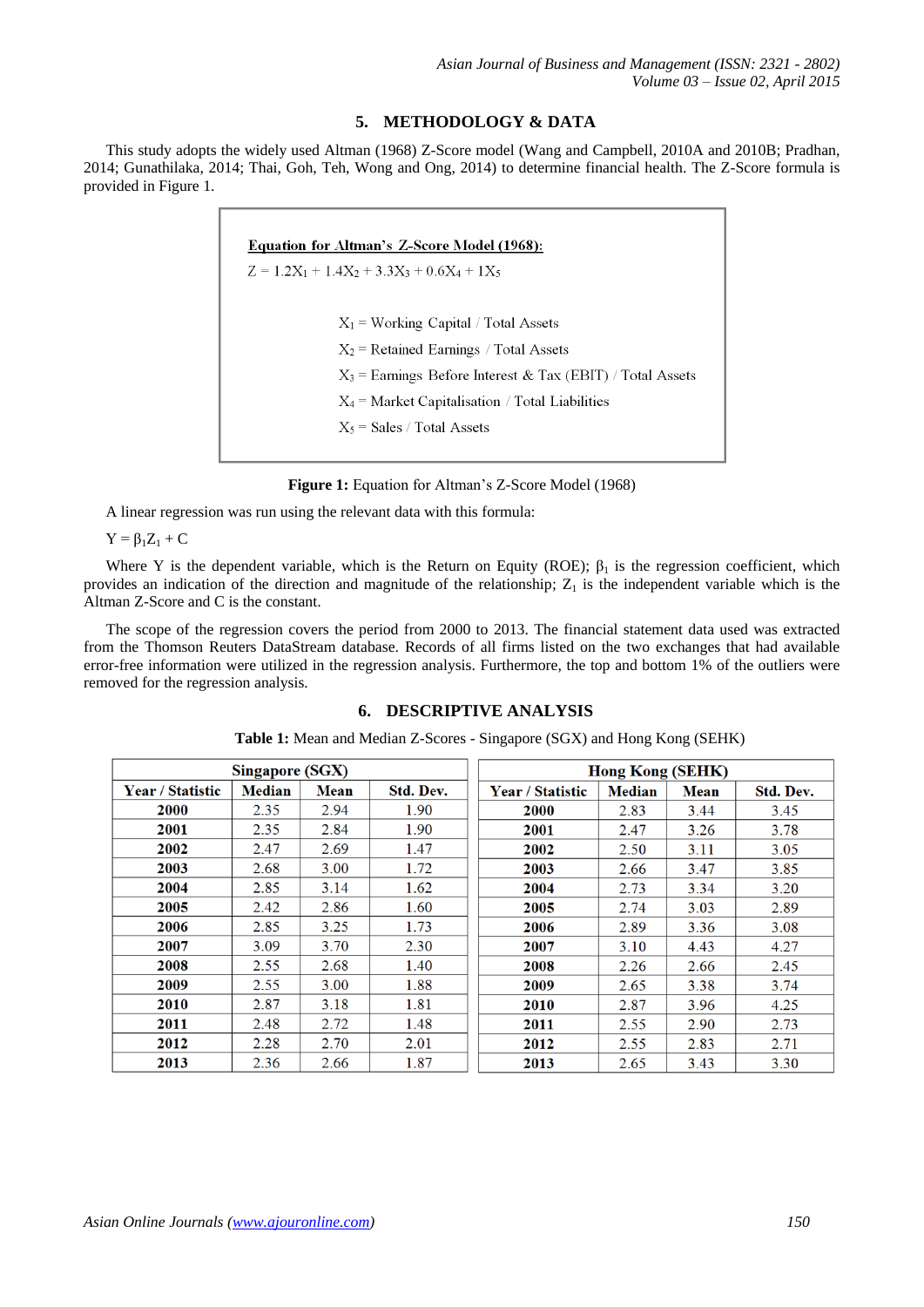## 5. METHODOLOGY & DATA

This study adopts the widely used Altman (1968) Z-Score model (Wang and Campbell, 2010A and 2010B; Pradhan, 2014; Gunathilaka, 2014; Thai, Goh, Teh, Wong and Ong, 2014) to determine financial health. The Z-Score formula is provided in Figure 1.

**Equation for Altman's Z-Score Model (1968):**

$$Z = 1.2X_1 + 1.4X_2 + 3.3X_3 + 0.6X_4 + 1X_5$$

$X_1$ = Working Capital / Total Assets

$X_2$ = Retained Earnings / Total Assets

$X_3$ = Earnings Before Interest & Tax (EBIT) / Total Assets

$X_4$ = Market Capitalisation / Total Liabilities

$X_5$ = Sales / Total Assets

**Figure 1:** Equation for Altman's Z-Score Model (1968)

A linear regression was run using the relevant data with this formula:

$$Y = \beta_1 Z_1 + C$$

Where Y is the dependent variable, which is the Return on Equity (ROE); $\beta_1$ is the regression coefficient, which provides an indication of the direction and magnitude of the relationship; $Z_1$ is the independent variable which is the Altman Z-Score and C is the constant.

The scope of the regression covers the period from 2000 to 2013. The financial statement data used was extracted from the Thomson Reuters DataStream database. Records of all firms listed on the two exchanges that had available error-free information were utilized in the regression analysis. Furthermore, the top and bottom 1% of the outliers were removed for the regression analysis.

## 6. DESCRIPTIVE ANALYSIS

**Table 1:** Mean and Median Z-Scores - Singapore (SGX) and Hong Kong (SEHK)

| Singapore (SGX) | | | | Hong Kong (SEHK) | | | |
|---|---|---|---|---|---|---|---|
| **Year / Statistic** | **Median** | **Mean** | **Std. Dev.** | **Year / Statistic** | **Median** | **Mean** | **Std. Dev.** |
| **2000** | 2.35 | 2.94 | 1.90 | **2000** | 2.83 | 3.44 | 3.45 |
| **2001** | 2.35 | 2.84 | 1.90 | **2001** | 2.47 | 3.26 | 3.78 |
| **2002** | 2.47 | 2.69 | 1.47 | **2002** | 2.50 | 3.11 | 3.05 |
| **2003** | 2.68 | 3.00 | 1.72 | **2003** | 2.66 | 3.47 | 3.85 |
| **2004** | 2.85 | 3.14 | 1.62 | **2004** | 2.73 | 3.34 | 3.20 |
| **2005** | 2.42 | 2.86 | 1.60 | **2005** | 2.74 | 3.03 | 2.89 |
| **2006** | 2.85 | 3.25 | 1.73 | **2006** | 2.89 | 3.36 | 3.08 |
| **2007** | 3.09 | 3.70 | 2.30 | **2007** | 3.10 | 4.43 | 4.27 |
| **2008** | 2.55 | 2.68 | 1.40 | **2008** | 2.26 | 2.66 | 2.45 |
| **2009** | 2.55 | 3.00 | 1.88 | **2009** | 2.65 | 3.38 | 3.74 |
| **2010** | 2.87 | 3.18 | 1.81 | **2010** | 2.87 | 3.96 | 4.25 |
| **2011** | 2.48 | 2.72 | 1.48 | **2011** | 2.55 | 2.90 | 2.73 |
| **2012** | 2.28 | 2.70 | 2.01 | **2012** | 2.55 | 2.83 | 2.71 |
| **2013** | 2.36 | 2.66 | 1.87 | **2013** | 2.65 | 3.43 | 3.30 |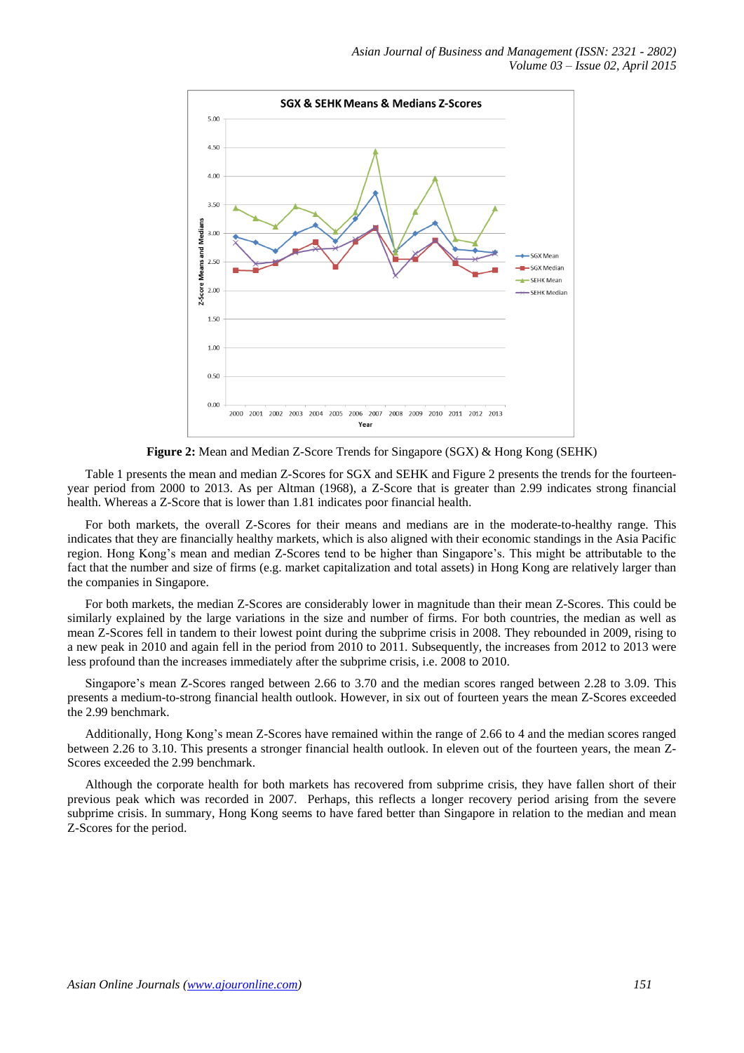**Figure 2:** Mean and Median Z-Score Trends for Singapore (SGX) & Hong Kong (SEHK)

Table 1 presents the mean and median Z-Scores for SGX and SEHK and Figure 2 presents the trends for the fourteen-year period from 2000 to 2013. As per Altman (1968), a Z-Score that is greater than 2.99 indicates strong financial health. Whereas a Z-Score that is lower than 1.81 indicates poor financial health.

For both markets, the overall Z-Scores for their means and medians are in the moderate-to-healthy range. This indicates that they are financially healthy markets, which is also aligned with their economic standings in the Asia Pacific region. Hong Kong's mean and median Z-Scores tend to be higher than Singapore's. This might be attributable to the fact that the number and size of firms (e.g. market capitalization and total assets) in Hong Kong are relatively larger than the companies in Singapore.

For both markets, the median Z-Scores are considerably lower in magnitude than their mean Z-Scores. This could be similarly explained by the large variations in the size and number of firms. For both countries, the median as well as mean Z-Scores fell in tandem to their lowest point during the subprime crisis in 2008. They rebounded in 2009, rising to a new peak in 2010 and again fell in the period from 2010 to 2011. Subsequently, the increases from 2012 to 2013 were less profound than the increases immediately after the subprime crisis, i.e. 2008 to 2010.

Singapore's mean Z-Scores ranged between 2.66 to 3.70 and the median scores ranged between 2.28 to 3.09. This presents a medium-to-strong financial health outlook. However, in six out of fourteen years the mean Z-Scores exceeded the 2.99 benchmark.

Additionally, Hong Kong's mean Z-Scores have remained within the range of 2.66 to 4 and the median scores ranged between 2.26 to 3.10. This presents a stronger financial health outlook. In eleven out of the fourteen years, the mean Z-Scores exceeded the 2.99 benchmark.

Although the corporate health for both markets has recovered from subprime crisis, they have fallen short of their previous peak which was recorded in 2007. Perhaps, this reflects a longer recovery period arising from the severe subprime crisis. In summary, Hong Kong seems to have fared better than Singapore in relation to the median and mean Z-Scores for the period.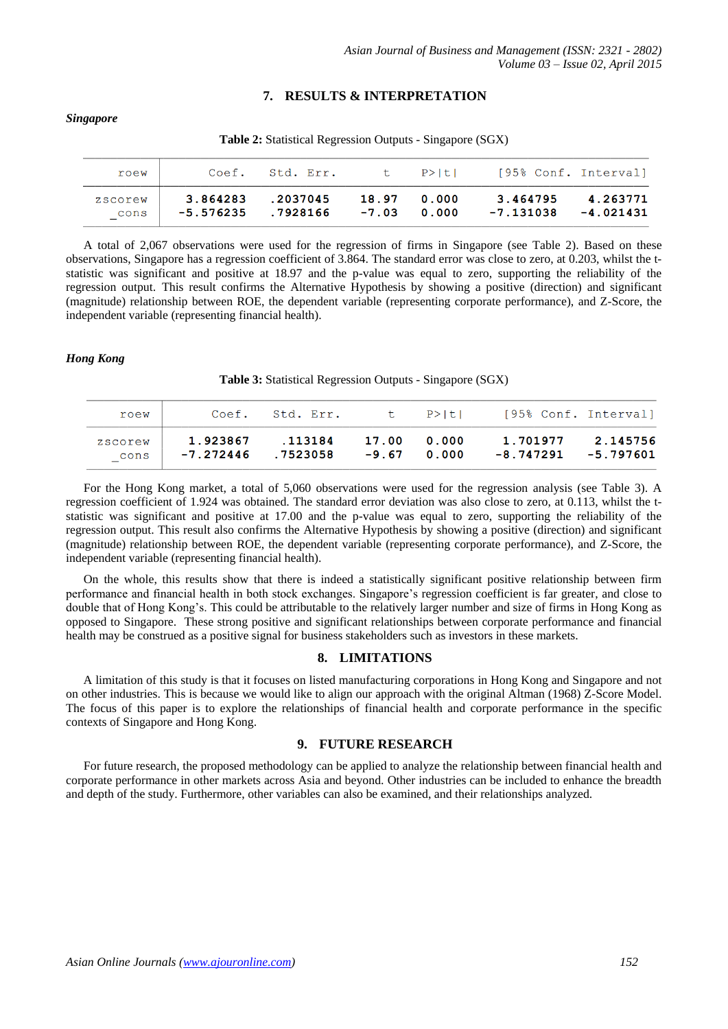## 7. RESULTS & INTERPRETATION

***Singapore***

**Table 2:** Statistical Regression Outputs - Singapore (SGX)

| roew | Coef. | Std. Err. | t | P>\|t\| | [95% Conf. | Interval] |
|---|---|---|---|---|---|---|
| zscorew | 3.864283 | .2037045 | 18.97 | 0.000 | 3.464795 | 4.263771 |
| _cons | -5.576235 | .7928166 | -7.03 | 0.000 | -7.131038 | -4.021431 |

A total of 2,067 observations were used for the regression of firms in Singapore (see Table 2). Based on these observations, Singapore has a regression coefficient of 3.864. The standard error was close to zero, at 0.203, whilst the t-statistic was significant and positive at 18.97 and the p-value was equal to zero, supporting the reliability of the regression output. This result confirms the Alternative Hypothesis by showing a positive (direction) and significant (magnitude) relationship between ROE, the dependent variable (representing corporate performance), and Z-Score, the independent variable (representing financial health).

***Hong Kong***

**Table 3:** Statistical Regression Outputs - Singapore (SGX)

| roew | Coef. | Std. Err. | t | P>\|t\| | [95% Conf. | Interval] |
|---|---|---|---|---|---|---|
| zscorew | 1.923867 | .113184 | 17.00 | 0.000 | 1.701977 | 2.145756 |
| _cons | -7.272446 | .7523058 | -9.67 | 0.000 | -8.747291 | -5.797601 |

For the Hong Kong market, a total of 5,060 observations were used for the regression analysis (see Table 3). A regression coefficient of 1.924 was obtained. The standard error deviation was also close to zero, at 0.113, whilst the t-statistic was significant and positive at 17.00 and the p-value was equal to zero, supporting the reliability of the regression output. This result also confirms the Alternative Hypothesis by showing a positive (direction) and significant (magnitude) relationship between ROE, the dependent variable (representing corporate performance), and Z-Score, the independent variable (representing financial health).

On the whole, this results show that there is indeed a statistically significant positive relationship between firm performance and financial health in both stock exchanges. Singapore's regression coefficient is far greater, and close to double that of Hong Kong's. This could be attributable to the relatively larger number and size of firms in Hong Kong as opposed to Singapore. These strong positive and significant relationships between corporate performance and financial health may be construed as a positive signal for business stakeholders such as investors in these markets.

## 8. LIMITATIONS

A limitation of this study is that it focuses on listed manufacturing corporations in Hong Kong and Singapore and not on other industries. This is because we would like to align our approach with the original Altman (1968) Z-Score Model. The focus of this paper is to explore the relationships of financial health and corporate performance in the specific contexts of Singapore and Hong Kong.

## 9. FUTURE RESEARCH

For future research, the proposed methodology can be applied to analyze the relationship between financial health and corporate performance in other markets across Asia and beyond. Other industries can be included to enhance the breadth and depth of the study. Furthermore, other variables can also be examined, and their relationships analyzed.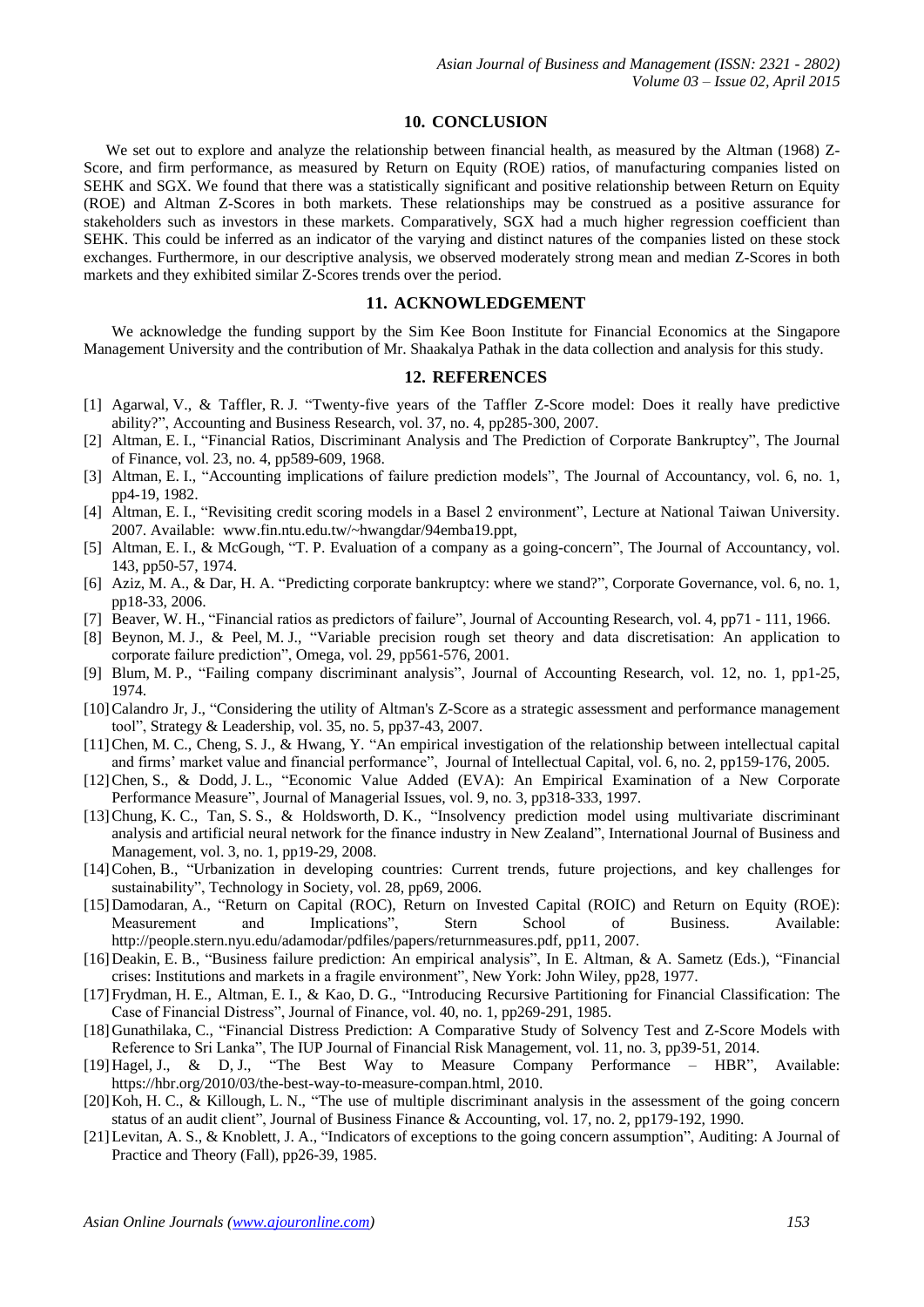## 10. CONCLUSION

We set out to explore and analyze the relationship between financial health, as measured by the Altman (1968) Z-Score, and firm performance, as measured by Return on Equity (ROE) ratios, of manufacturing companies listed on SEHK and SGX. We found that there was a statistically significant and positive relationship between Return on Equity (ROE) and Altman Z-Scores in both markets. These relationships may be construed as a positive assurance for stakeholders such as investors in these markets. Comparatively, SGX had a much higher regression coefficient than SEHK. This could be inferred as an indicator of the varying and distinct natures of the companies listed on these stock exchanges. Furthermore, in our descriptive analysis, we observed moderately strong mean and median Z-Scores in both markets and they exhibited similar Z-Scores trends over the period.

## 11. ACKNOWLEDGEMENT

We acknowledge the funding support by the Sim Kee Boon Institute for Financial Economics at the Singapore Management University and the contribution of Mr. Shaakalya Pathak in the data collection and analysis for this study.

## 12. REFERENCES

[1] Agarwal, V., & Taffler, R. J. "Twenty-five years of the Taffler Z-Score model: Does it really have predictive ability?", Accounting and Business Research, vol. 37, no. 4, pp285-300, 2007.

[2] Altman, E. I., "Financial Ratios, Discriminant Analysis and The Prediction of Corporate Bankruptcy", The Journal of Finance, vol. 23, no. 4, pp589-609, 1968.

[3] Altman, E. I., "Accounting implications of failure prediction models", The Journal of Accountancy, vol. 6, no. 1, pp4-19, 1982.

[4] Altman, E. I., "Revisiting credit scoring models in a Basel 2 environment", Lecture at National Taiwan University. 2007. Available: www.fin.ntu.edu.tw/~hwangdar/94emba19.ppt,

[5] Altman, E. I., & McGough, "T. P. Evaluation of a company as a going-concern", The Journal of Accountancy, vol. 143, pp50-57, 1974.

[6] Aziz, M. A., & Dar, H. A. "Predicting corporate bankruptcy: where we stand?", Corporate Governance, vol. 6, no. 1, pp18-33, 2006.

[7] Beaver, W. H., "Financial ratios as predictors of failure", Journal of Accounting Research, vol. 4, pp71 - 111, 1966.

[8] Beynon, M. J., & Peel, M. J., "Variable precision rough set theory and data discretisation: An application to corporate failure prediction", Omega, vol. 29, pp561-576, 2001.

[9] Blum, M. P., "Failing company discriminant analysis", Journal of Accounting Research, vol. 12, no. 1, pp1-25, 1974.

[10] Calandro Jr, J., "Considering the utility of Altman's Z-Score as a strategic assessment and performance management tool", Strategy & Leadership, vol. 35, no. 5, pp37-43, 2007.

[11] Chen, M. C., Cheng, S. J., & Hwang, Y. "An empirical investigation of the relationship between intellectual capital and firms' market value and financial performance", Journal of Intellectual Capital, vol. 6, no. 2, pp159-176, 2005.

[12] Chen, S., & Dodd, J. L., "Economic Value Added (EVA): An Empirical Examination of a New Corporate Performance Measure", Journal of Managerial Issues, vol. 9, no. 3, pp318-333, 1997.

[13] Chung, K. C., Tan, S. S., & Holdsworth, D. K., "Insolvency prediction model using multivariate discriminant analysis and artificial neural network for the finance industry in New Zealand", International Journal of Business and Management, vol. 3, no. 1, pp19-29, 2008.

[14] Cohen, B., "Urbanization in developing countries: Current trends, future projections, and key challenges for sustainability", Technology in Society, vol. 28, pp69, 2006.

[15] Damodaran, A., "Return on Capital (ROC), Return on Invested Capital (ROIC) and Return on Equity (ROE): Measurement and Implications", Stern School of Business. Available: http://people.stern.nyu.edu/adamodar/pdfiles/papers/returnmeasures.pdf, pp11, 2007.

[16] Deakin, E. B., "Business failure prediction: An empirical analysis", In E. Altman, & A. Sametz (Eds.), "Financial crises: Institutions and markets in a fragile environment", New York: John Wiley, pp28, 1977.

[17] Frydman, H. E., Altman, E. I., & Kao, D. G., "Introducing Recursive Partitioning for Financial Classification: The Case of Financial Distress", Journal of Finance, vol. 40, no. 1, pp269-291, 1985.

[18] Gunathilaka, C., "Financial Distress Prediction: A Comparative Study of Solvency Test and Z-Score Models with Reference to Sri Lanka", The IUP Journal of Financial Risk Management, vol. 11, no. 3, pp39-51, 2014.

[19] Hagel, J., & D, J., "The Best Way to Measure Company Performance – HBR", Available: https://hbr.org/2010/03/the-best-way-to-measure-compan.html, 2010.

[20] Koh, H. C., & Killough, L. N., "The use of multiple discriminant analysis in the assessment of the going concern status of an audit client", Journal of Business Finance & Accounting, vol. 17, no. 2, pp179-192, 1990.

[21] Levitan, A. S., & Knoblett, J. A., "Indicators of exceptions to the going concern assumption", Auditing: A Journal of Practice and Theory (Fall), pp26-39, 1985.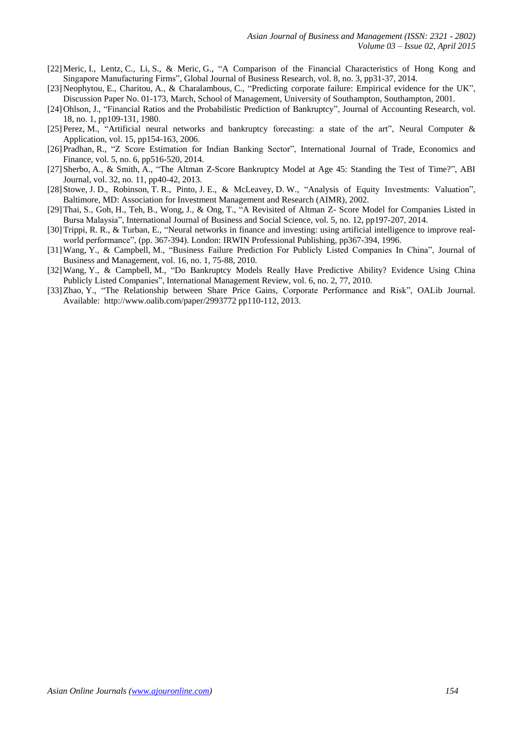[22] Meric, I., Lentz, C., Li, S., & Meric, G., "A Comparison of the Financial Characteristics of Hong Kong and Singapore Manufacturing Firms", Global Journal of Business Research, vol. 8, no. 3, pp31-37, 2014.

[23] Neophytou, E., Charitou, A., & Charalambous, C., "Predicting corporate failure: Empirical evidence for the UK", Discussion Paper No. 01-173, March, School of Management, University of Southampton, Southampton, 2001.

[24] Ohlson, J., "Financial Ratios and the Probabilistic Prediction of Bankruptcy", Journal of Accounting Research, vol. 18, no. 1, pp109-131, 1980.

[25] Perez, M., "Artificial neural networks and bankruptcy forecasting: a state of the art", Neural Computer & Application, vol. 15, pp154-163, 2006.

[26] Pradhan, R., "Z Score Estimation for Indian Banking Sector", International Journal of Trade, Economics and Finance, vol. 5, no. 6, pp516-520, 2014.

[27] Sherbo, A., & Smith, A., "The Altman Z-Score Bankruptcy Model at Age 45: Standing the Test of Time?", ABI Journal, vol. 32, no. 11, pp40-42, 2013.

[28] Stowe, J. D., Robinson, T. R., Pinto, J. E., & McLeavey, D. W., "Analysis of Equity Investments: Valuation", Baltimore, MD: Association for Investment Management and Research (AIMR), 2002.

[29] Thai, S., Goh, H., Teh, B., Wong, J., & Ong, T., "A Revisited of Altman Z- Score Model for Companies Listed in Bursa Malaysia", International Journal of Business and Social Science, vol. 5, no. 12, pp197-207, 2014.

[30] Trippi, R. R., & Turban, E., "Neural networks in finance and investing: using artificial intelligence to improve real-world performance", (pp. 367-394). London: IRWIN Professional Publishing, pp367-394, 1996.

[31] Wang, Y., & Campbell, M., "Business Failure Prediction For Publicly Listed Companies In China", Journal of Business and Management, vol. 16, no. 1, 75-88, 2010.

[32] Wang, Y., & Campbell, M., "Do Bankruptcy Models Really Have Predictive Ability? Evidence Using China Publicly Listed Companies", International Management Review, vol. 6, no. 2, 77, 2010.

[33] Zhao, Y., "The Relationship between Share Price Gains, Corporate Performance and Risk", OALib Journal. Available: http://www.oalib.com/paper/2993772 pp110-112, 2013.